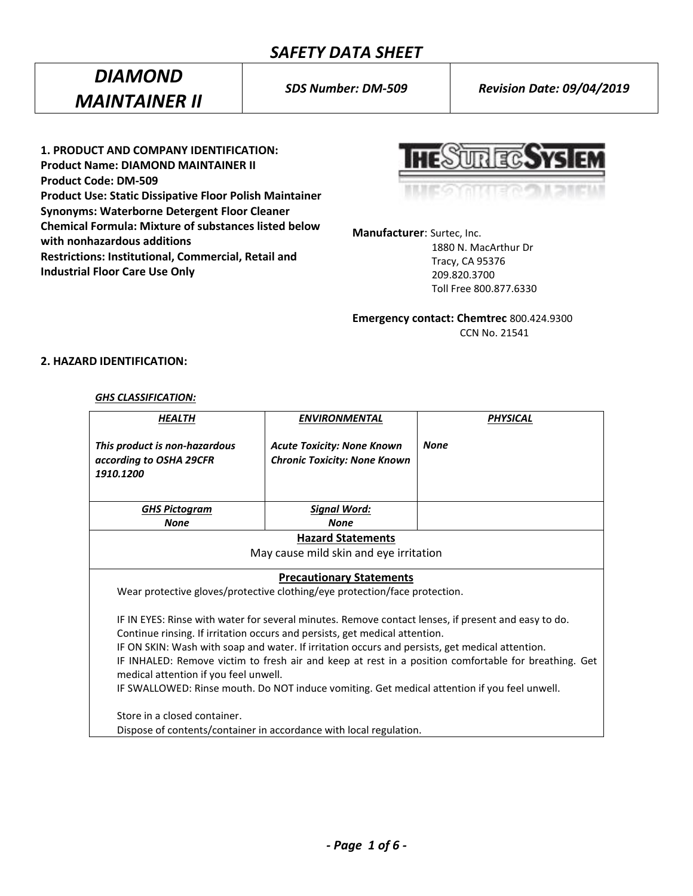# SAFETY DATA SHEET

| DIAMOND MAINTAINER II | SDS Number: DM-509 | Revision Date: 09/04/2019 |
|---|---|---|

**1. PRODUCT AND COMPANY IDENTIFICATION:**
**Product Name: DIAMOND MAINTAINER II**
**Product Code: DM-509**
**Product Use: Static Dissipative Floor Polish Maintainer**
**Synonyms: Waterborne Detergent Floor Cleaner**
**Chemical Formula: Mixture of substances listed below with nonhazardous additions**
**Restrictions: Institutional, Commercial, Retail and Industrial Floor Care Use Only**

**Manufacturer**: Surtec, Inc.
1880 N. MacArthur Dr
Tracy, CA 95376
209.820.3700
Toll Free 800.877.6330

**Emergency contact: Chemtrec** 800.424.9300
CCN No. 21541

**2. HAZARD IDENTIFICATION:**

***GHS CLASSIFICATION:***

| HEALTH | ENVIRONMENTAL | PHYSICAL |
|---|---|---|
| *This product is non-hazardous according to OSHA 29CFR 1910.1200* | *Acute Toxicity: None Known*<br>*Chronic Toxicity: None Known* | *None* |
| ***GHS Pictogram***<br>*None* | ***Signal Word:***<br>*None* | |
| **Hazard Statements**<br>May cause mild skin and eye irritation | | |
| **Precautionary Statements**<br>Wear protective gloves/protective clothing/eye protection/face protection.<br><br>IF IN EYES: Rinse with water for several minutes. Remove contact lenses, if present and easy to do. Continue rinsing. If irritation occurs and persists, get medical attention.<br>IF ON SKIN: Wash with soap and water. If irritation occurs and persists, get medical attention.<br>IF INHALED: Remove victim to fresh air and keep at rest in a position comfortable for breathing. Get medical attention if you feel unwell.<br>IF SWALLOWED: Rinse mouth. Do NOT induce vomiting. Get medical attention if you feel unwell.<br><br>Store in a closed container.<br>Dispose of contents/container in accordance with local regulation. | | |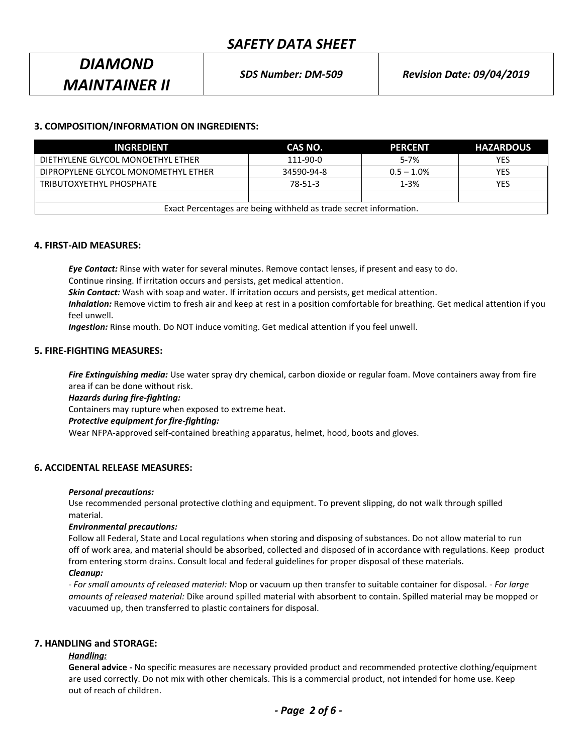## 3. COMPOSITION/INFORMATION ON INGREDIENTS:

| INGREDIENT | CAS NO. | PERCENT | HAZARDOUS |
|---|---|---|---|
| DIETHYLENE GLYCOL MONOETHYL ETHER | 111-90-0 | 5-7% | YES |
| DIPROPYLENE GLYCOL MONOMETHYL ETHER | 34590-94-8 | 0.5 – 1.0% | YES |
| TRIBUTOXYETHYL PHOSPHATE | 78-51-3 | 1-3% | YES |
| | | | |
| Exact Percentages are being withheld as trade secret information. | | | |

## 4. FIRST-AID MEASURES:

***Eye Contact:*** Rinse with water for several minutes. Remove contact lenses, if present and easy to do. Continue rinsing. If irritation occurs and persists, get medical attention.

***Skin Contact:*** Wash with soap and water. If irritation occurs and persists, get medical attention.

***Inhalation:*** Remove victim to fresh air and keep at rest in a position comfortable for breathing. Get medical attention if you feel unwell.

***Ingestion:*** Rinse mouth. Do NOT induce vomiting. Get medical attention if you feel unwell.

## 5. FIRE-FIGHTING MEASURES:

***Fire Extinguishing media:*** Use water spray dry chemical, carbon dioxide or regular foam. Move containers away from fire area if can be done without risk.

***Hazards during fire-fighting:***

Containers may rupture when exposed to extreme heat.

***Protective equipment for fire-fighting:***

Wear NFPA-approved self-contained breathing apparatus, helmet, hood, boots and gloves.

## 6. ACCIDENTAL RELEASE MEASURES:

***Personal precautions:***

Use recommended personal protective clothing and equipment. To prevent slipping, do not walk through spilled material.

***Environmental precautions:***

Follow all Federal, State and Local regulations when storing and disposing of substances. Do not allow material to run off of work area, and material should be absorbed, collected and disposed of in accordance with regulations. Keep product from entering storm drains. Consult local and federal guidelines for proper disposal of these materials.

***Cleanup:***

- *For small amounts of released material:* Mop or vacuum up then transfer to suitable container for disposal. - *For large amounts of released material:* Dike around spilled material with absorbent to contain. Spilled material may be mopped or vacuumed up, then transferred to plastic containers for disposal.

## 7. HANDLING and STORAGE:

***Handling:***

**General advice -** No specific measures are necessary provided product and recommended protective clothing/equipment are used correctly. Do not mix with other chemicals. This is a commercial product, not intended for home use. Keep out of reach of children.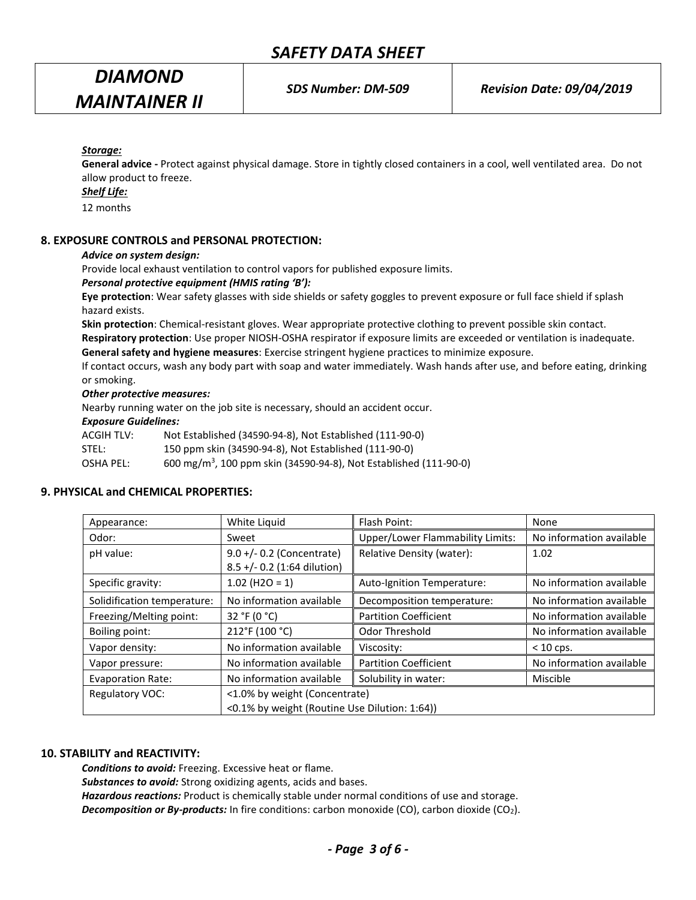***Storage:***

**General advice -** Protect against physical damage. Store in tightly closed containers in a cool, well ventilated area. Do not allow product to freeze.

***Shelf Life:***

12 months

## 8. EXPOSURE CONTROLS and PERSONAL PROTECTION:

***Advice on system design:***

Provide local exhaust ventilation to control vapors for published exposure limits.

***Personal protective equipment (HMIS rating 'B'):***

**Eye protection**: Wear safety glasses with side shields or safety goggles to prevent exposure or full face shield if splash hazard exists.

**Skin protection**: Chemical-resistant gloves. Wear appropriate protective clothing to prevent possible skin contact.

**Respiratory protection**: Use proper NIOSH-OSHA respirator if exposure limits are exceeded or ventilation is inadequate.

**General safety and hygiene measures**: Exercise stringent hygiene practices to minimize exposure.

If contact occurs, wash any body part with soap and water immediately. Wash hands after use, and before eating, drinking or smoking.

***Other protective measures:***

Nearby running water on the job site is necessary, should an accident occur.

***Exposure Guidelines:***

ACGIH TLV: Not Established (34590-94-8), Not Established (111-90-0)

STEL: 150 ppm skin (34590-94-8), Not Established (111-90-0)

OSHA PEL: 600 $mg/m^3$, 100 ppm skin (34590-94-8), Not Established (111-90-0)

## 9. PHYSICAL and CHEMICAL PROPERTIES:

| Appearance: | White Liquid | Flash Point: | None |
|---|---|---|---|
| Odor: | Sweet | Upper/Lower Flammability Limits: | No information available |
| pH value: | 9.0 +/- 0.2 (Concentrate)<br>8.5 +/- 0.2 (1:64 dilution) | Relative Density (water): | 1.02 |
| Specific gravity: | 1.02 ($H_2O$ = 1) | Auto-Ignition Temperature: | No information available |
| Solidification temperature: | No information available | Decomposition temperature: | No information available |
| Freezing/Melting point: | 32 °F (0 °C) | Partition Coefficient | No information available |
| Boiling point: | 212°F (100 °C) | Odor Threshold | No information available |
| Vapor density: | No information available | Viscosity: | < 10 cps. |
| Vapor pressure: | No information available | Partition Coefficient | No information available |
| Evaporation Rate: | No information available | Solubility in water: | Miscible |
| Regulatory VOC: | <1.0% by weight (Concentrate)<br><0.1% by weight (Routine Use Dilution: 1:64)) | | |

## 10. STABILITY and REACTIVITY:

***Conditions to avoid:*** Freezing. Excessive heat or flame.

***Substances to avoid:*** Strong oxidizing agents, acids and bases.

***Hazardous reactions:*** Product is chemically stable under normal conditions of use and storage.

***Decomposition or By-products:*** In fire conditions: carbon monoxide (CO), carbon dioxide ($CO_2$).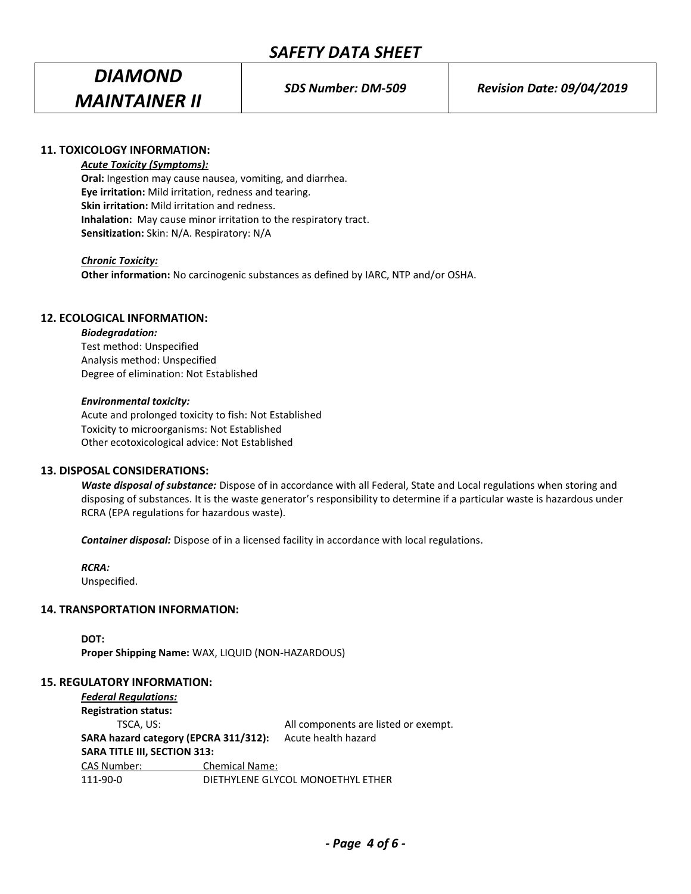## 11. TOXICOLOGY INFORMATION:

***Acute Toxicity (Symptoms):***

**Oral:** Ingestion may cause nausea, vomiting, and diarrhea.
**Eye irritation:** Mild irritation, redness and tearing.
**Skin irritation:** Mild irritation and redness.
**Inhalation:** May cause minor irritation to the respiratory tract.
**Sensitization:** Skin: N/A. Respiratory: N/A

***Chronic Toxicity:***

**Other information:** No carcinogenic substances as defined by IARC, NTP and/or OSHA.

## 12. ECOLOGICAL INFORMATION:

***Biodegradation:***

Test method: Unspecified
Analysis method: Unspecified
Degree of elimination: Not Established

***Environmental toxicity:***

Acute and prolonged toxicity to fish: Not Established
Toxicity to microorganisms: Not Established
Other ecotoxicological advice: Not Established

## 13. DISPOSAL CONSIDERATIONS:

***Waste disposal of substance:*** Dispose of in accordance with all Federal, State and Local regulations when storing and disposing of substances. It is the waste generator's responsibility to determine if a particular waste is hazardous under RCRA (EPA regulations for hazardous waste).

***Container disposal:*** Dispose of in a licensed facility in accordance with local regulations.

***RCRA:***
Unspecified.

## 14. TRANSPORTATION INFORMATION:

**DOT:**
**Proper Shipping Name:** WAX, LIQUID (NON-HAZARDOUS)

## 15. REGULATORY INFORMATION:

***Federal Regulations:***

**Registration status:**

TSCA, US: All components are listed or exempt.

**SARA hazard category (EPCRA 311/312):** Acute health hazard

**SARA TITLE III, SECTION 313:**

| CAS Number: | Chemical Name: |
|---|---|
| 111-90-0 | DIETHYLENE GLYCOL MONOETHYL ETHER |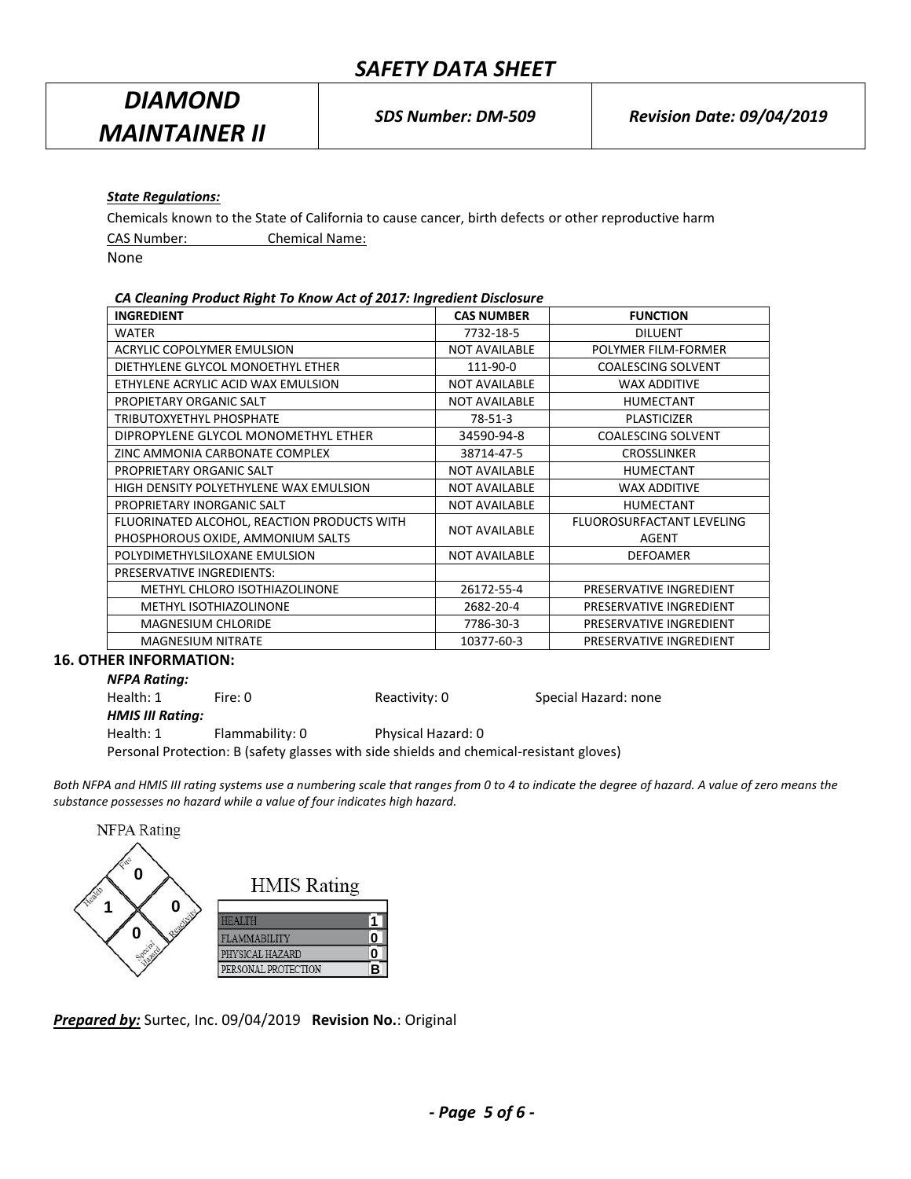### *State Regulations:*

Chemicals known to the State of California to cause cancer, birth defects or other reproductive harm

CAS Number: Chemical Name:

None

***CA Cleaning Product Right To Know Act of 2017: Ingredient Disclosure***

| INGREDIENT | CAS NUMBER | FUNCTION |
|---|---|---|
| WATER | 7732-18-5 | DILUENT |
| ACRYLIC COPOLYMER EMULSION | NOT AVAILABLE | POLYMER FILM-FORMER |
| DIETHYLENE GLYCOL MONOETHYL ETHER | 111-90-0 | COALESCING SOLVENT |
| ETHYLENE ACRYLIC ACID WAX EMULSION | NOT AVAILABLE | WAX ADDITIVE |
| PROPIETARY ORGANIC SALT | NOT AVAILABLE | HUMECTANT |
| TRIBUTOXYETHYL PHOSPHATE | 78-51-3 | PLASTICIZER |
| DIPROPYLENE GLYCOL MONOMETHYL ETHER | 34590-94-8 | COALESCING SOLVENT |
| ZINC AMMONIA CARBONATE COMPLEX | 38714-47-5 | CROSSLINKER |
| PROPRIETARY ORGANIC SALT | NOT AVAILABLE | HUMECTANT |
| HIGH DENSITY POLYETHYLENE WAX EMULSION | NOT AVAILABLE | WAX ADDITIVE |
| PROPRIETARY INORGANIC SALT | NOT AVAILABLE | HUMECTANT |
| FLUORINATED ALCOHOL, REACTION PRODUCTS WITH PHOSPHOROUS OXIDE, AMMONIUM SALTS | NOT AVAILABLE | FLUOROSURFACTANT LEVELING AGENT |
| POLYDIMETHYLSILOXANE EMULSION | NOT AVAILABLE | DEFOAMER |
| PRESERVATIVE INGREDIENTS: | | |
| METHYL CHLORO ISOTHIAZOLINONE | 26172-55-4 | PRESERVATIVE INGREDIENT |
| METHYL ISOTHIAZOLINONE | 2682-20-4 | PRESERVATIVE INGREDIENT |
| MAGNESIUM CHLORIDE | 7786-30-3 | PRESERVATIVE INGREDIENT |
| MAGNESIUM NITRATE | 10377-60-3 | PRESERVATIVE INGREDIENT |

## 16. OTHER INFORMATION:

***NFPA Rating:***

Health: 1 Fire: 0 Reactivity: 0 Special Hazard: none

***HMIS III Rating:***

Health: 1 Flammability: 0 Physical Hazard: 0

Personal Protection: B (safety glasses with side shields and chemical-resistant gloves)

*Both NFPA and HMIS III rating systems use a numbering scale that ranges from 0 to 4 to indicate the degree of hazard. A value of zero means the substance possesses no hazard while a value of four indicates high hazard.*

NFPA Rating

Fire: 0, Health: 1, Reactivity: 0, Special Hazard: 0

HMIS Rating

| | |
|---|---|
| HEALTH | 1 |
| FLAMMABILITY | 0 |
| PHYSICAL HAZARD | 0 |
| PERSONAL PROTECTION | B |

***Prepared by:*** Surtec, Inc. 09/04/2019 **Revision No.**: Original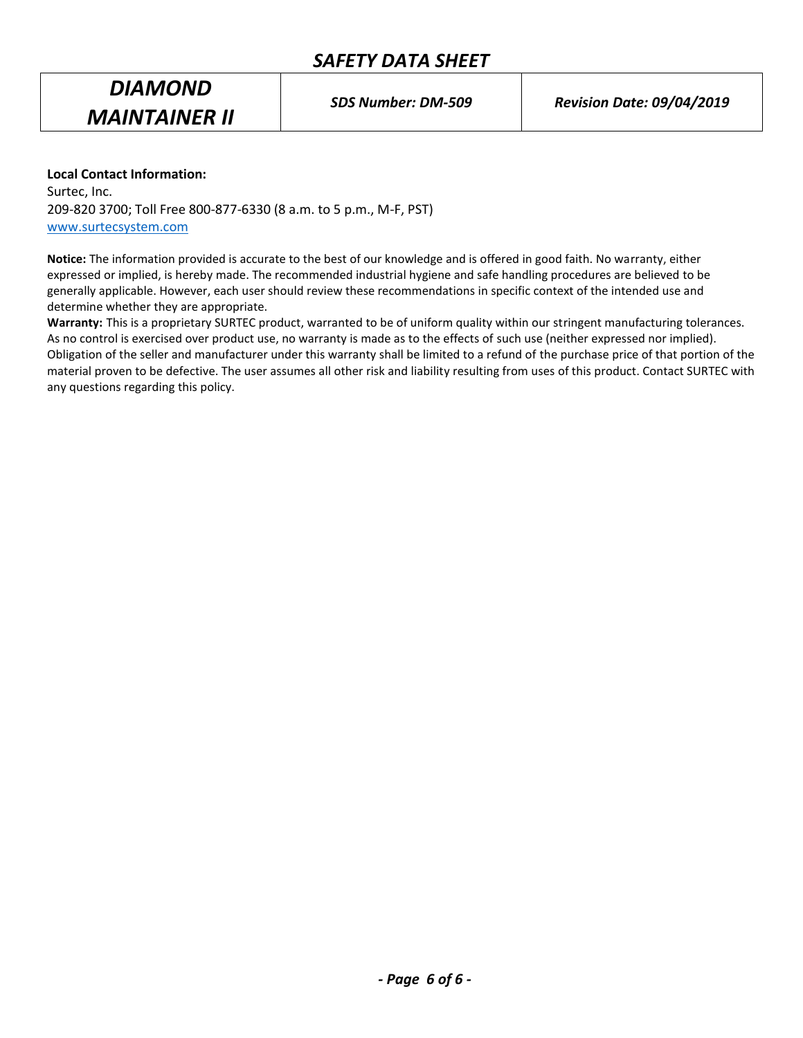**Local Contact Information:**
Surtec, Inc.
209-820 3700; Toll Free 800-877-6330 (8 a.m. to 5 p.m., M-F, PST)
www.surtecsystem.com

**Notice:** The information provided is accurate to the best of our knowledge and is offered in good faith. No warranty, either expressed or implied, is hereby made. The recommended industrial hygiene and safe handling procedures are believed to be generally applicable. However, each user should review these recommendations in specific context of the intended use and determine whether they are appropriate.

**Warranty:** This is a proprietary SURTEC product, warranted to be of uniform quality within our stringent manufacturing tolerances. As no control is exercised over product use, no warranty is made as to the effects of such use (neither expressed nor implied). Obligation of the seller and manufacturer under this warranty shall be limited to a refund of the purchase price of that portion of the material proven to be defective. The user assumes all other risk and liability resulting from uses of this product. Contact SURTEC with any questions regarding this policy.